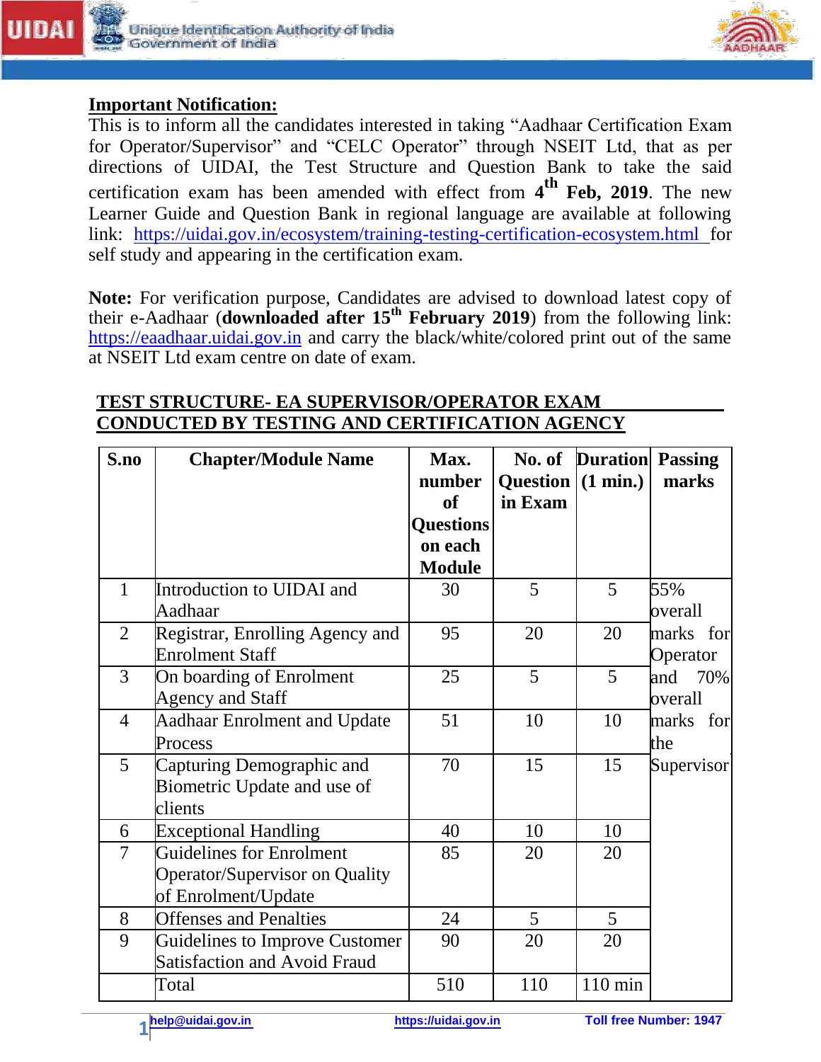**Important Notification:**

This is to inform all the candidates interested in taking "Aadhaar Certification Exam for Operator/Supervisor" and "CELC Operator" through NSEIT Ltd, that as per directions of UIDAI, the Test Structure and Question Bank to take the said certification exam has been amended with effect from **4th Feb, 2019**. The new Learner Guide and Question Bank in regional language are available at following link: https://uidai.gov.in/ecosystem/training-testing-certification-ecosystem.html for self study and appearing in the certification exam.

**Note:** For verification purpose, Candidates are advised to download latest copy of their e-Aadhaar (**downloaded after 15th February 2019**) from the following link: https://eaadhaar.uidai.gov.in and carry the black/white/colored print out of the same at NSEIT Ltd exam centre on date of exam.

**TEST STRUCTURE- EA SUPERVISOR/OPERATOR EXAM CONDUCTED BY TESTING AND CERTIFICATION AGENCY**

| S.no | Chapter/Module Name | Max. number of Questions on each Module | No. of Question in Exam | Duration (1 min.) | Passing marks |
|---|---|---|---|---|---|
| 1 | Introduction to UIDAI and Aadhaar | 30 | 5 | 5 | 55% overall marks for Operator and 70% overall marks for the Supervisor |
| 2 | Registrar, Enrolling Agency and Enrolment Staff | 95 | 20 | 20 | |
| 3 | On boarding of Enrolment Agency and Staff | 25 | 5 | 5 | |
| 4 | Aadhaar Enrolment and Update Process | 51 | 10 | 10 | |
| 5 | Capturing Demographic and Biometric Update and use of clients | 70 | 15 | 15 | |
| 6 | Exceptional Handling | 40 | 10 | 10 | |
| 7 | Guidelines for Enrolment Operator/Supervisor on Quality of Enrolment/Update | 85 | 20 | 20 | |
| 8 | Offenses and Penalties | 24 | 5 | 5 | |
| 9 | Guidelines to Improve Customer Satisfaction and Avoid Fraud | 90 | 20 | 20 | |
| | Total | 510 | 110 | 110 min | |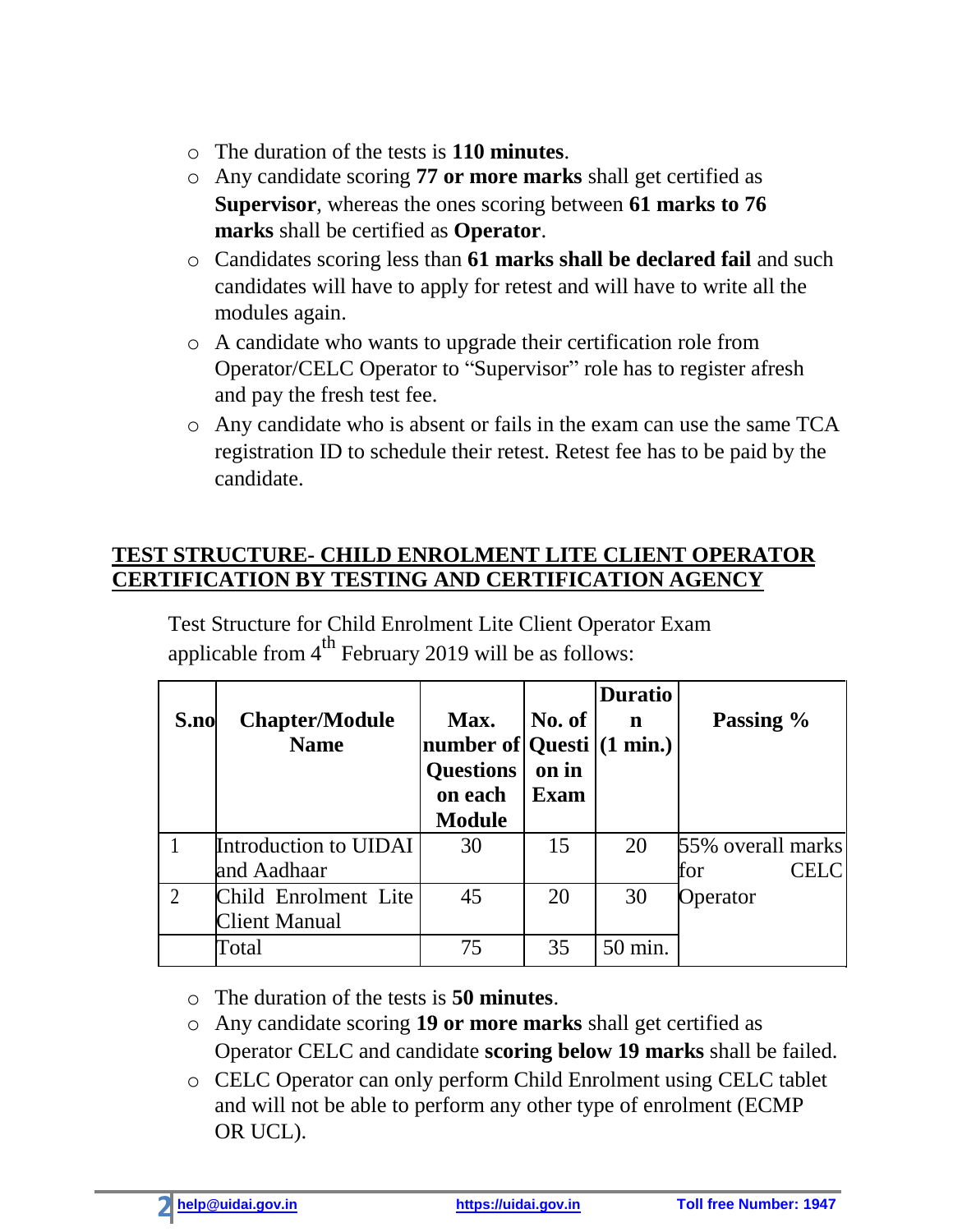- The duration of the tests is **110 minutes**.
- Any candidate scoring **77 or more marks** shall get certified as **Supervisor**, whereas the ones scoring between **61 marks to 76 marks** shall be certified as **Operator**.
- Candidates scoring less than **61 marks shall be declared fail** and such candidates will have to apply for retest and will have to write all the modules again.
- A candidate who wants to upgrade their certification role from Operator/CELC Operator to "Supervisor" role has to register afresh and pay the fresh test fee.
- Any candidate who is absent or fails in the exam can use the same TCA registration ID to schedule their retest. Retest fee has to be paid by the candidate.

## TEST STRUCTURE- CHILD ENROLMENT LITE CLIENT OPERATOR CERTIFICATION BY TESTING AND CERTIFICATION AGENCY

Test Structure for Child Enrolment Lite Client Operator Exam applicable from 4th February 2019 will be as follows:

| S.no | Chapter/Module Name | Max. number of Questions on each Module | No. of Question in Exam | Duration (1 min.) | Passing % |
|---|---|---|---|---|---|
| 1 | Introduction to UIDAI and Aadhaar | 30 | 15 | 20 | 55% overall marks for CELC Operator |
| 2 | Child Enrolment Lite Client Manual | 45 | 20 | 30 | |
| | Total | 75 | 35 | 50 min. | |

- The duration of the tests is **50 minutes**.
- Any candidate scoring **19 or more marks** shall get certified as Operator CELC and candidate **scoring below 19 marks** shall be failed.
- CELC Operator can only perform Child Enrolment using CELC tablet and will not be able to perform any other type of enrolment (ECMP OR UCL).

help@uidai.gov.in https://uidai.gov.in Toll free Number: 1947